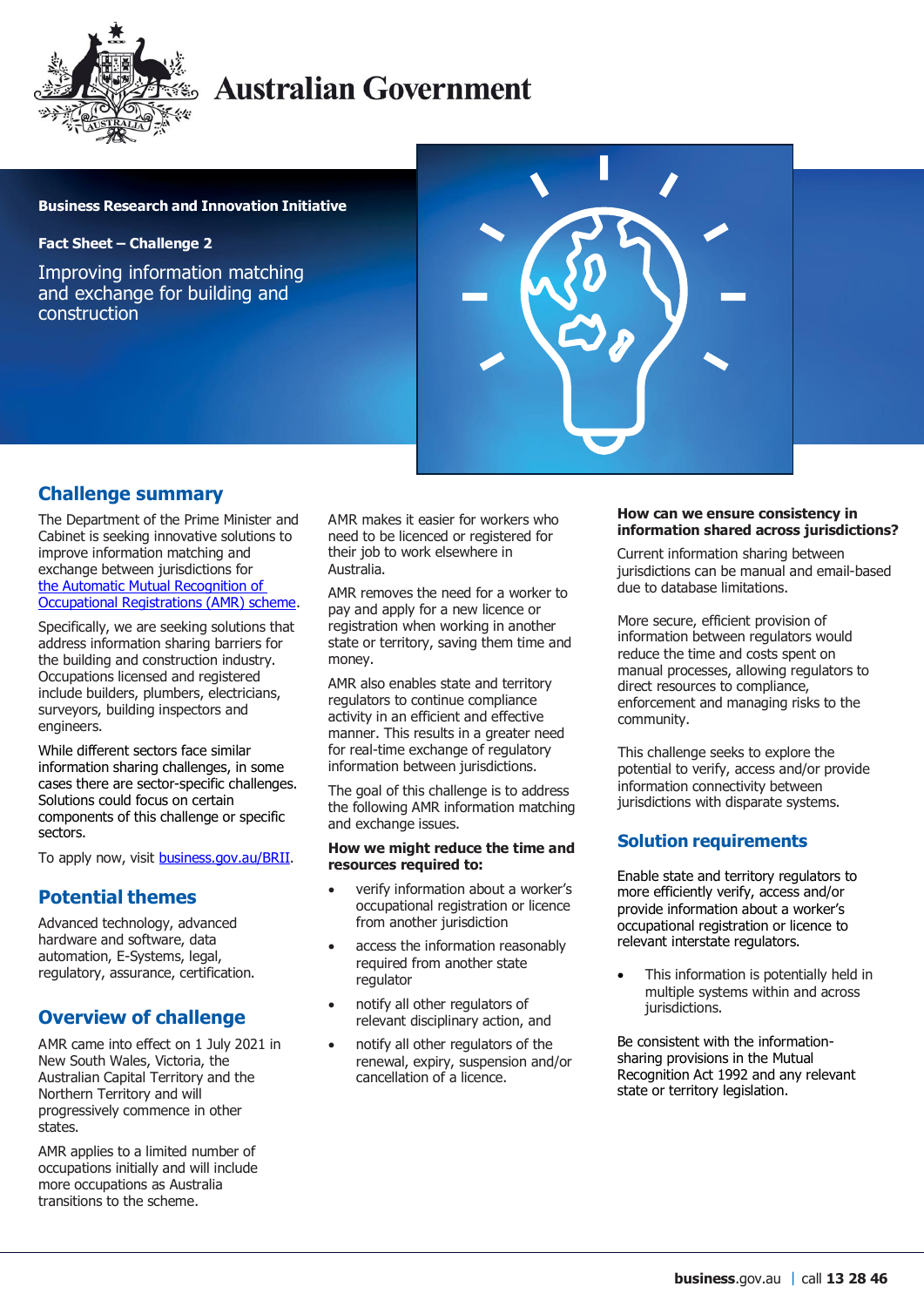# Australian Government

**Business Research and Innovation Initiative**

**Fact Sheet – Challenge 2**

# Improving information matching and exchange for building and construction

## Challenge summary

The Department of the Prime Minister and Cabinet is seeking innovative solutions to improve information matching and exchange between jurisdictions for the Automatic Mutual Recognition of Occupational Registrations (AMR) scheme.

Specifically, we are seeking solutions that address information sharing barriers for the building and construction industry. Occupations licensed and registered include builders, plumbers, electricians, surveyors, building inspectors and engineers.

While different sectors face similar information sharing challenges, in some cases there are sector-specific challenges. Solutions could focus on certain components of this challenge or specific sectors.

To apply now, visit business.gov.au/BRII.

## Potential themes

Advanced technology, advanced hardware and software, data automation, E-Systems, legal, regulatory, assurance, certification.

## Overview of challenge

AMR came into effect on 1 July 2021 in New South Wales, Victoria, the Australian Capital Territory and the Northern Territory and will progressively commence in other states.

AMR applies to a limited number of occupations initially and will include more occupations as Australia transitions to the scheme.

AMR makes it easier for workers who need to be licenced or registered for their job to work elsewhere in Australia.

AMR removes the need for a worker to pay and apply for a new licence or registration when working in another state or territory, saving them time and money.

AMR also enables state and territory regulators to continue compliance activity in an efficient and effective manner. This results in a greater need for real-time exchange of regulatory information between jurisdictions.

The goal of this challenge is to address the following AMR information matching and exchange issues.

**How we might reduce the time and resources required to:**

- verify information about a worker's occupational registration or licence from another jurisdiction
- access the information reasonably required from another state regulator
- notify all other regulators of relevant disciplinary action, and
- notify all other regulators of the renewal, expiry, suspension and/or cancellation of a licence.

**How can we ensure consistency in information shared across jurisdictions?**

Current information sharing between jurisdictions can be manual and email-based due to database limitations.

More secure, efficient provision of information between regulators would reduce the time and costs spent on manual processes, allowing regulators to direct resources to compliance, enforcement and managing risks to the community.

This challenge seeks to explore the potential to verify, access and/or provide information connectivity between jurisdictions with disparate systems.

## Solution requirements

Enable state and territory regulators to more efficiently verify, access and/or provide information about a worker's occupational registration or licence to relevant interstate regulators.

- This information is potentially held in multiple systems within and across jurisdictions.

Be consistent with the information-sharing provisions in the Mutual Recognition Act 1992 and any relevant state or territory legislation.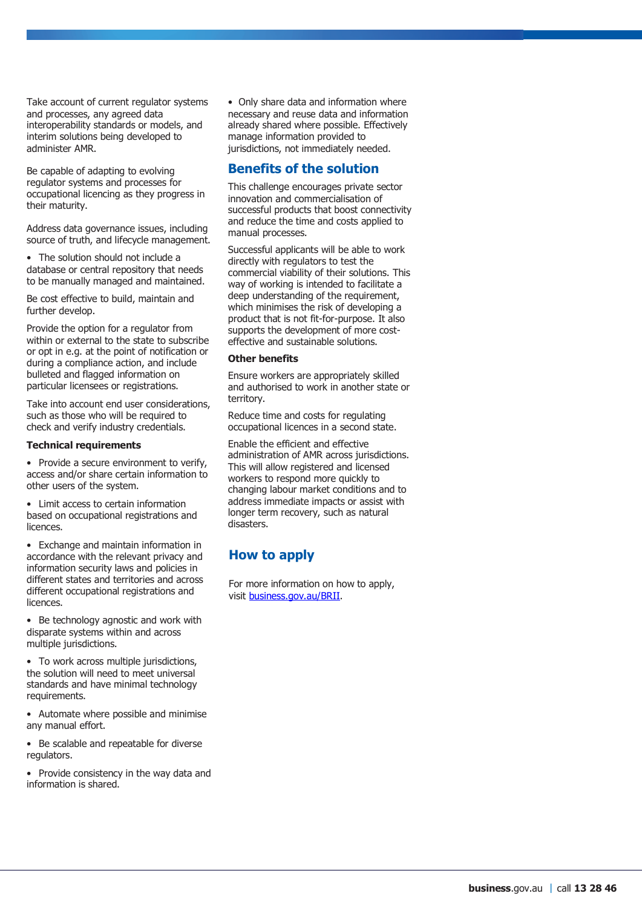Take account of current regulator systems and processes, any agreed data interoperability standards or models, and interim solutions being developed to administer AMR.

Be capable of adapting to evolving regulator systems and processes for occupational licencing as they progress in their maturity.

Address data governance issues, including source of truth, and lifecycle management.

- The solution should not include a database or central repository that needs to be manually managed and maintained.

Be cost effective to build, maintain and further develop.

Provide the option for a regulator from within or external to the state to subscribe or opt in e.g. at the point of notification or during a compliance action, and include bulleted and flagged information on particular licensees or registrations.

Take into account end user considerations, such as those who will be required to check and verify industry credentials.

**Technical requirements**

- Provide a secure environment to verify, access and/or share certain information to other users of the system.
- Limit access to certain information based on occupational registrations and licences.
- Exchange and maintain information in accordance with the relevant privacy and information security laws and policies in different states and territories and across different occupational registrations and licences.
- Be technology agnostic and work with disparate systems within and across multiple jurisdictions.
- To work across multiple jurisdictions, the solution will need to meet universal standards and have minimal technology requirements.
- Automate where possible and minimise any manual effort.
- Be scalable and repeatable for diverse regulators.
- Provide consistency in the way data and information is shared.
- Only share data and information where necessary and reuse data and information already shared where possible. Effectively manage information provided to jurisdictions, not immediately needed.

## Benefits of the solution

This challenge encourages private sector innovation and commercialisation of successful products that boost connectivity and reduce the time and costs applied to manual processes.

Successful applicants will be able to work directly with regulators to test the commercial viability of their solutions. This way of working is intended to facilitate a deep understanding of the requirement, which minimises the risk of developing a product that is not fit-for-purpose. It also supports the development of more cost-effective and sustainable solutions.

**Other benefits**

Ensure workers are appropriately skilled and authorised to work in another state or territory.

Reduce time and costs for regulating occupational licences in a second state.

Enable the efficient and effective administration of AMR across jurisdictions. This will allow registered and licensed workers to respond more quickly to changing labour market conditions and to address immediate impacts or assist with longer term recovery, such as natural disasters.

## How to apply

For more information on how to apply, visit [business.gov.au/BRII](business.gov.au/BRII).